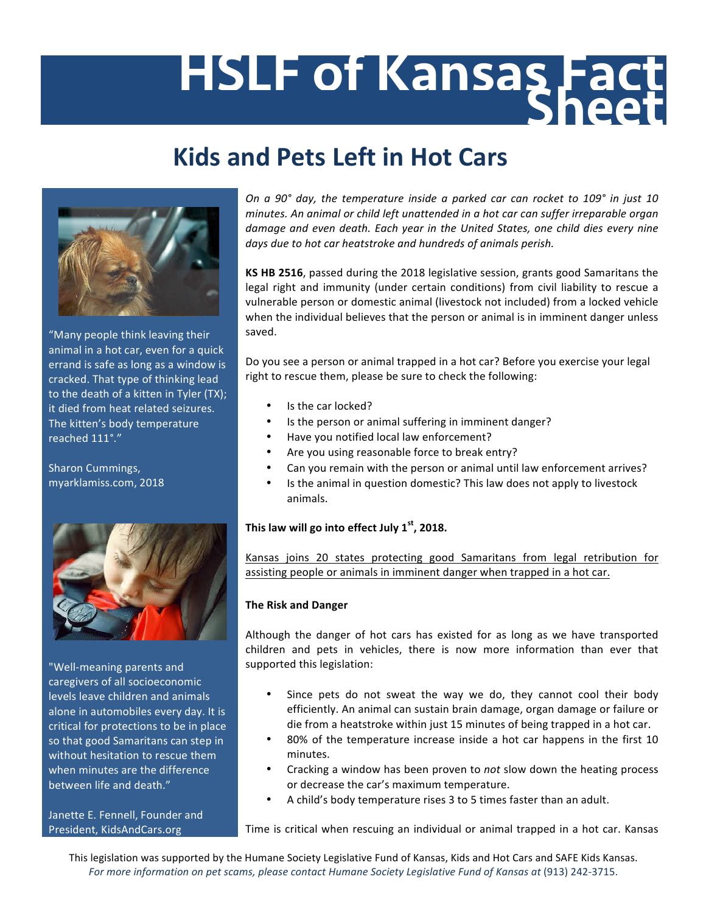# HSLF of Kansas Fact Sheet

## Kids and Pets Left in Hot Cars

*On a 90° day, the temperature inside a parked car can rocket to 109° in just 10 minutes. An animal or child left unattended in a hot car can suffer irreparable organ damage and even death. Each year in the United States, one child dies every nine days due to hot car heatstroke and hundreds of animals perish.*

**KS HB 2516**, passed during the 2018 legislative session, grants good Samaritans the legal right and immunity (under certain conditions) from civil liability to rescue a vulnerable person or domestic animal (livestock not included) from a locked vehicle when the individual believes that the person or animal is in imminent danger unless saved.

Do you see a person or animal trapped in a hot car? Before you exercise your legal right to rescue them, please be sure to check the following:

- Is the car locked?
- Is the person or animal suffering in imminent danger?
- Have you notified local law enforcement?
- Are you using reasonable force to break entry?
- Can you remain with the person or animal until law enforcement arrives?
- Is the animal in question domestic? This law does not apply to livestock animals.

**This law will go into effect July 1st, 2018.**

Kansas joins 20 states protecting good Samaritans from legal retribution for assisting people or animals in imminent danger when trapped in a hot car.

**The Risk and Danger**

Although the danger of hot cars has existed for as long as we have transported children and pets in vehicles, there is now more information than ever that supported this legislation:

- Since pets do not sweat the way we do, they cannot cool their body efficiently. An animal can sustain brain damage, organ damage or failure or die from a heatstroke within just 15 minutes of being trapped in a hot car.
- 80% of the temperature increase inside a hot car happens in the first 10 minutes.
- Cracking a window has been proven to *not* slow down the heating process or decrease the car's maximum temperature.
- A child's body temperature rises 3 to 5 times faster than an adult.

Time is critical when rescuing an individual or animal trapped in a hot car. Kansas

"Many people think leaving their animal in a hot car, even for a quick errand is safe as long as a window is cracked. That type of thinking lead to the death of a kitten in Tyler (TX); it died from heat related seizures. The kitten's body temperature reached 111°."

Sharon Cummings, myarklamiss.com, 2018

"Well-meaning parents and caregivers of all socioeconomic levels leave children and animals alone in automobiles every day. It is critical for protections to be in place so that good Samaritans can step in without hesitation to rescue them when minutes are the difference between life and death."

Janette E. Fennell, Founder and President, KidsAndCars.org

This legislation was supported by the Humane Society Legislative Fund of Kansas, Kids and Hot Cars and SAFE Kids Kansas.

*For more information on pet scams, please contact Humane Society Legislative Fund of Kansas at* (913) 242-3715.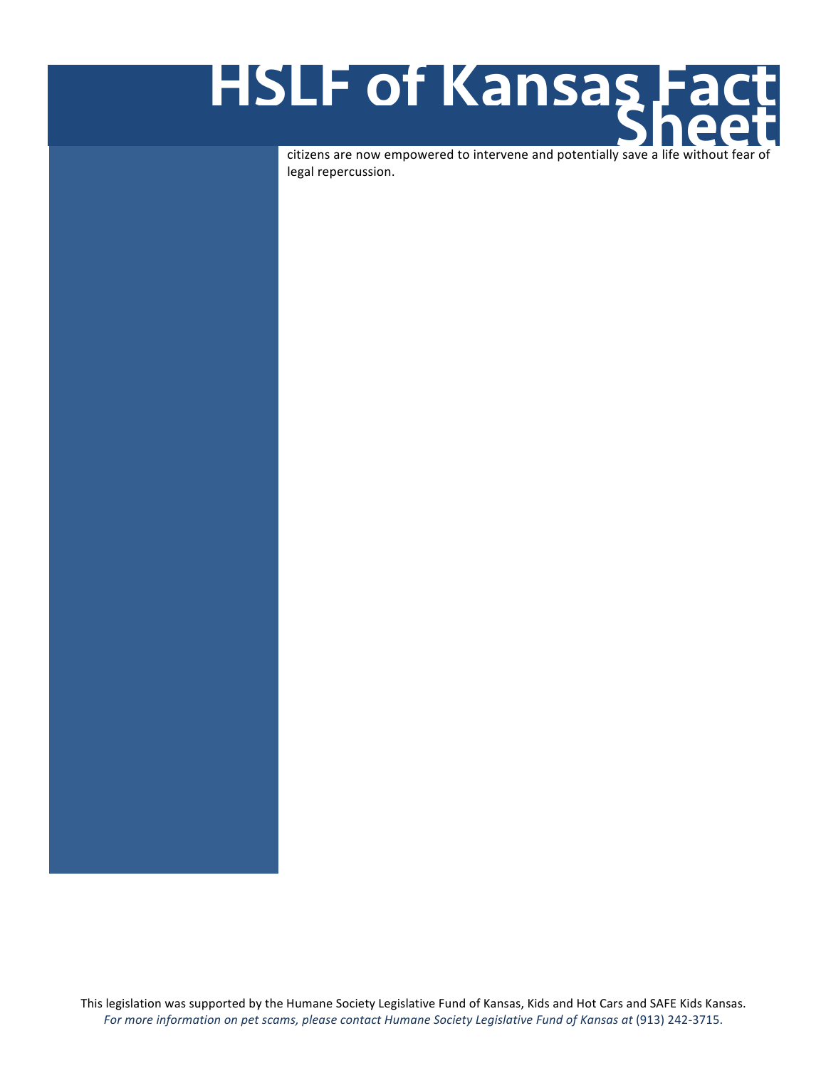# HSLF of Kansas Fact Sheet

citizens are now empowered to intervene and potentially save a life without fear of legal repercussion.

This legislation was supported by the Humane Society Legislative Fund of Kansas, Kids and Hot Cars and SAFE Kids Kansas.

*For more information on pet scams, please contact Humane Society Legislative Fund of Kansas at* (913) 242-3715.